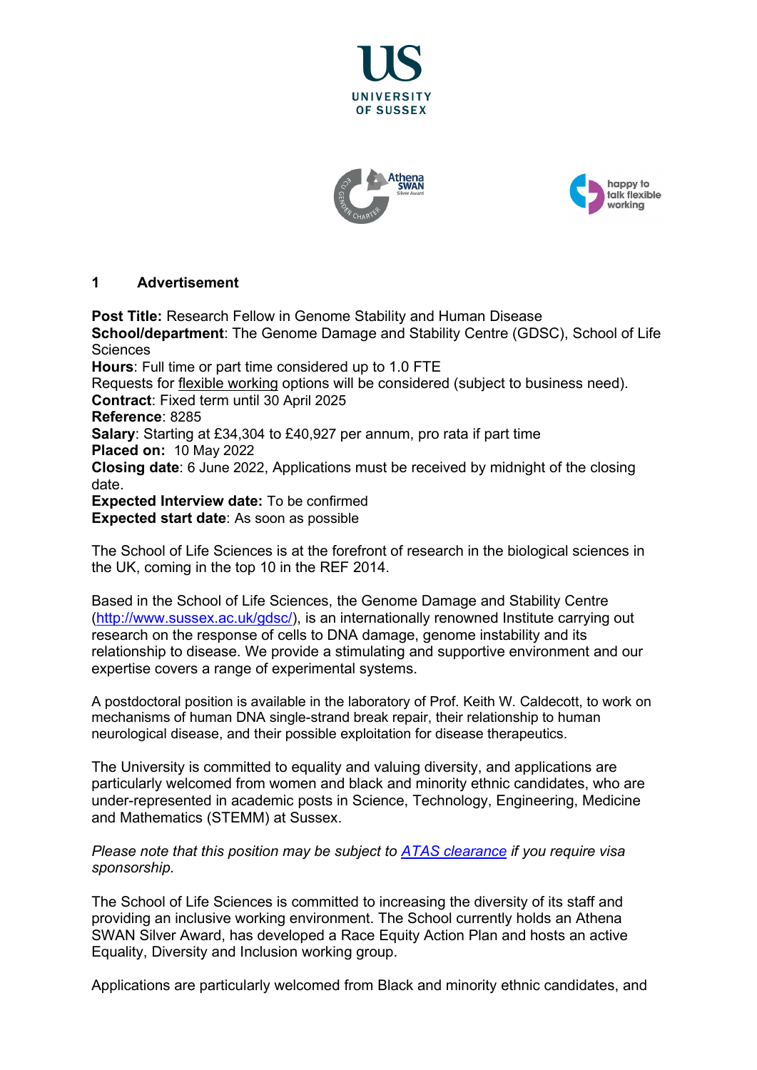## 1 Advertisement

**Post Title:** Research Fellow in Genome Stability and Human Disease
**School/department**: The Genome Damage and Stability Centre (GDSC), School of Life Sciences
**Hours**: Full time or part time considered up to 1.0 FTE
Requests for flexible working options will be considered (subject to business need).
**Contract**: Fixed term until 30 April 2025
**Reference**: 8285
**Salary**: Starting at £34,304 to £40,927 per annum, pro rata if part time
**Placed on:** 10 May 2022
**Closing date**: 6 June 2022, Applications must be received by midnight of the closing date.
**Expected Interview date:** To be confirmed
**Expected start date**: As soon as possible

The School of Life Sciences is at the forefront of research in the biological sciences in the UK, coming in the top 10 in the REF 2014.

Based in the School of Life Sciences, the Genome Damage and Stability Centre (http://www.sussex.ac.uk/gdsc/), is an internationally renowned Institute carrying out research on the response of cells to DNA damage, genome instability and its relationship to disease. We provide a stimulating and supportive environment and our expertise covers a range of experimental systems.

A postdoctoral position is available in the laboratory of Prof. Keith W. Caldecott, to work on mechanisms of human DNA single-strand break repair, their relationship to human neurological disease, and their possible exploitation for disease therapeutics.

The University is committed to equality and valuing diversity, and applications are particularly welcomed from women and black and minority ethnic candidates, who are under-represented in academic posts in Science, Technology, Engineering, Medicine and Mathematics (STEMM) at Sussex.

*Please note that this position may be subject to ATAS clearance if you require visa sponsorship.*

The School of Life Sciences is committed to increasing the diversity of its staff and providing an inclusive working environment. The School currently holds an Athena SWAN Silver Award, has developed a Race Equity Action Plan and hosts an active Equality, Diversity and Inclusion working group.

Applications are particularly welcomed from Black and minority ethnic candidates, and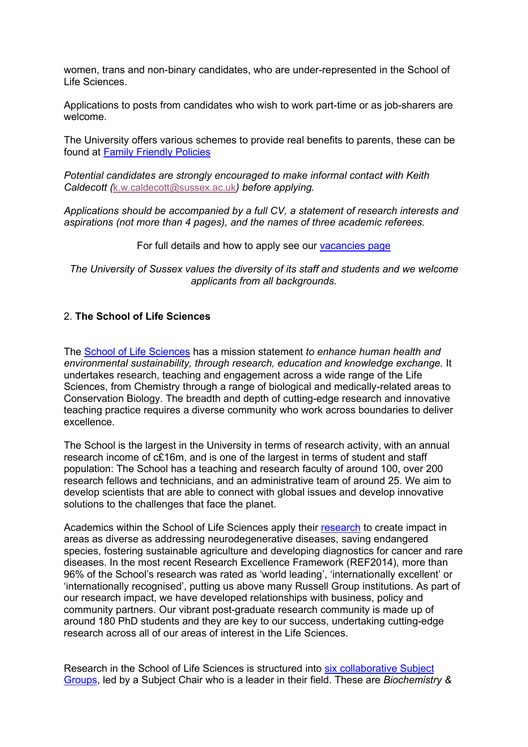women, trans and non-binary candidates, who are under-represented in the School of Life Sciences.

Applications to posts from candidates who wish to work part-time or as job-sharers are welcome.

The University offers various schemes to provide real benefits to parents, these can be found at [Family Friendly Policies]

*Potential candidates are strongly encouraged to make informal contact with Keith Caldecott (k.w.caldecott@sussex.ac.uk) before applying.*

*Applications should be accompanied by a full CV, a statement of research interests and aspirations (not more than 4 pages), and the names of three academic referees.*

For full details and how to apply see our [vacancies page]

*The University of Sussex values the diversity of its staff and students and we welcome applicants from all backgrounds.*

## 2. **The School of Life Sciences**

The [School of Life Sciences] has a mission statement *to enhance human health and environmental sustainability, through research, education and knowledge exchange.* It undertakes research, teaching and engagement across a wide range of the Life Sciences, from Chemistry through a range of biological and medically-related areas to Conservation Biology. The breadth and depth of cutting-edge research and innovative teaching practice requires a diverse community who work across boundaries to deliver excellence.

The School is the largest in the University in terms of research activity, with an annual research income of c£16m, and is one of the largest in terms of student and staff population: The School has a teaching and research faculty of around 100, over 200 research fellows and technicians, and an administrative team of around 25. We aim to develop scientists that are able to connect with global issues and develop innovative solutions to the challenges that face the planet.

Academics within the School of Life Sciences apply their [research] to create impact in areas as diverse as addressing neurodegenerative diseases, saving endangered species, fostering sustainable agriculture and developing diagnostics for cancer and rare diseases. In the most recent Research Excellence Framework (REF2014), more than 96% of the School's research was rated as 'world leading', 'internationally excellent' or 'internationally recognised', putting us above many Russell Group institutions. As part of our research impact, we have developed relationships with business, policy and community partners. Our vibrant post-graduate research community is made up of around 180 PhD students and they are key to our success, undertaking cutting-edge research across all of our areas of interest in the Life Sciences.

Research in the School of Life Sciences is structured into [six collaborative Subject Groups], led by a Subject Chair who is a leader in their field. These are *Biochemistry &*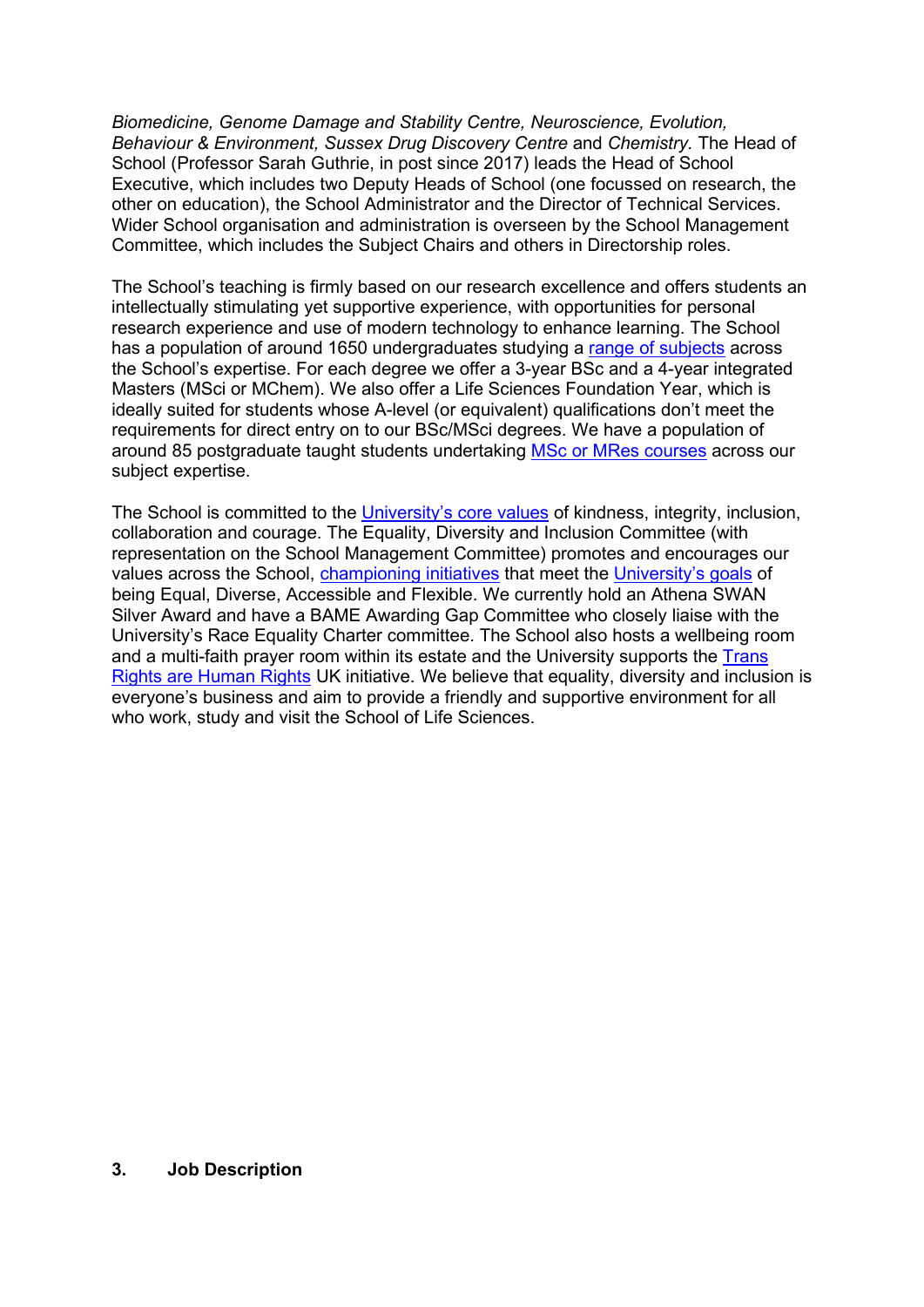*Biomedicine, Genome Damage and Stability Centre, Neuroscience, Evolution, Behaviour & Environment, Sussex Drug Discovery Centre* and *Chemistry.* The Head of School (Professor Sarah Guthrie, in post since 2017) leads the Head of School Executive, which includes two Deputy Heads of School (one focussed on research, the other on education), the School Administrator and the Director of Technical Services. Wider School organisation and administration is overseen by the School Management Committee, which includes the Subject Chairs and others in Directorship roles.

The School's teaching is firmly based on our research excellence and offers students an intellectually stimulating yet supportive experience, with opportunities for personal research experience and use of modern technology to enhance learning. The School has a population of around 1650 undergraduates studying a range of subjects across the School's expertise. For each degree we offer a 3-year BSc and a 4-year integrated Masters (MSci or MChem). We also offer a Life Sciences Foundation Year, which is ideally suited for students whose A-level (or equivalent) qualifications don't meet the requirements for direct entry on to our BSc/MSci degrees. We have a population of around 85 postgraduate taught students undertaking MSc or MRes courses across our subject expertise.

The School is committed to the University's core values of kindness, integrity, inclusion, collaboration and courage. The Equality, Diversity and Inclusion Committee (with representation on the School Management Committee) promotes and encourages our values across the School, championing initiatives that meet the University's goals of being Equal, Diverse, Accessible and Flexible. We currently hold an Athena SWAN Silver Award and have a BAME Awarding Gap Committee who closely liaise with the University's Race Equality Charter committee. The School also hosts a wellbeing room and a multi-faith prayer room within its estate and the University supports the Trans Rights are Human Rights UK initiative. We believe that equality, diversity and inclusion is everyone's business and aim to provide a friendly and supportive environment for all who work, study and visit the School of Life Sciences.

## 3. Job Description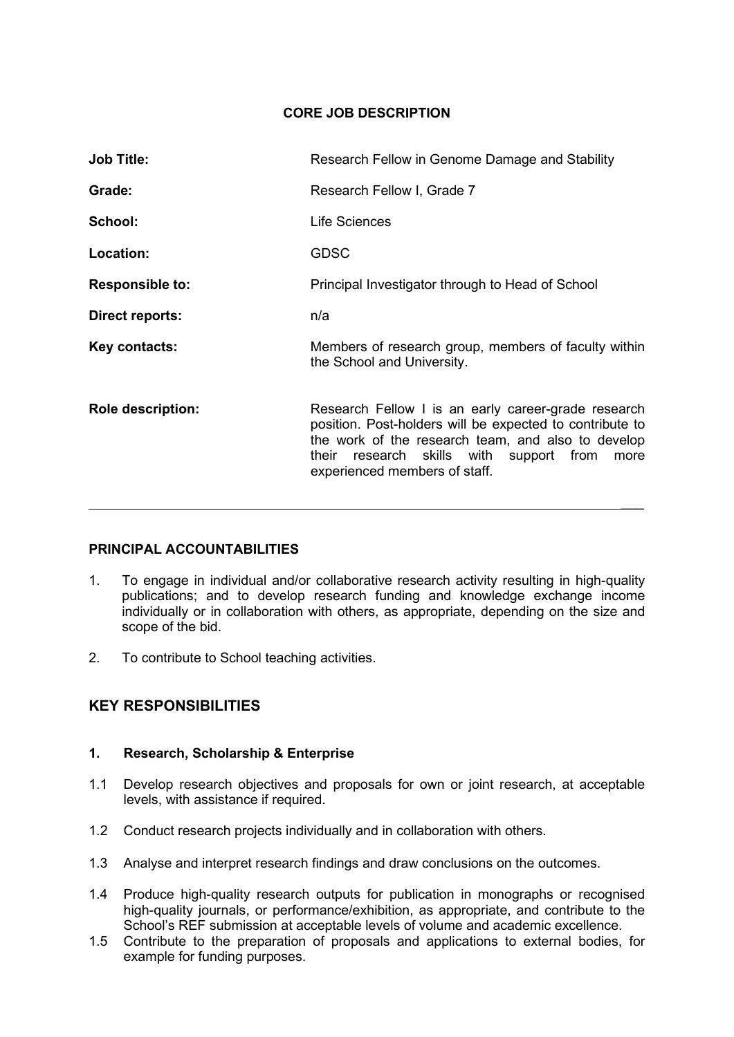**CORE JOB DESCRIPTION**

| | |
|---|---|
| **Job Title:** | Research Fellow in Genome Damage and Stability |
| **Grade:** | Research Fellow I, Grade 7 |
| **School:** | Life Sciences |
| **Location:** | GDSC |
| **Responsible to:** | Principal Investigator through to Head of School |
| **Direct reports:** | n/a |
| **Key contacts:** | Members of research group, members of faculty within the School and University. |
| **Role description:** | Research Fellow I is an early career-grade research position. Post-holders will be expected to contribute to the work of the research team, and also to develop their research skills with support from more experienced members of staff. |

---

**PRINCIPAL ACCOUNTABILITIES**

1. To engage in individual and/or collaborative research activity resulting in high-quality publications; and to develop research funding and knowledge exchange income individually or in collaboration with others, as appropriate, depending on the size and scope of the bid.
2. To contribute to School teaching activities.

## KEY RESPONSIBILITIES

### 1. Research, Scholarship & Enterprise

1.1 Develop research objectives and proposals for own or joint research, at acceptable levels, with assistance if required.

1.2 Conduct research projects individually and in collaboration with others.

1.3 Analyse and interpret research findings and draw conclusions on the outcomes.

1.4 Produce high-quality research outputs for publication in monographs or recognised high-quality journals, or performance/exhibition, as appropriate, and contribute to the School's REF submission at acceptable levels of volume and academic excellence.

1.5 Contribute to the preparation of proposals and applications to external bodies, for example for funding purposes.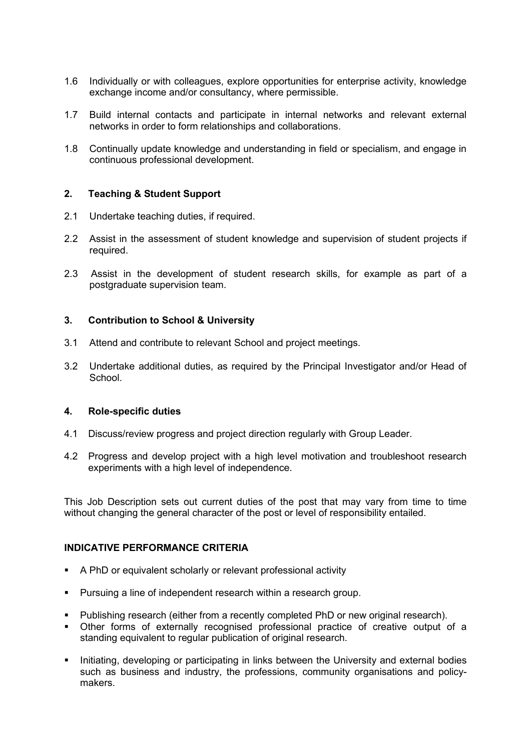1.6 Individually or with colleagues, explore opportunities for enterprise activity, knowledge exchange income and/or consultancy, where permissible.

1.7 Build internal contacts and participate in internal networks and relevant external networks in order to form relationships and collaborations.

1.8 Continually update knowledge and understanding in field or specialism, and engage in continuous professional development.

## 2. Teaching & Student Support

2.1 Undertake teaching duties, if required.

2.2 Assist in the assessment of student knowledge and supervision of student projects if required.

2.3 Assist in the development of student research skills, for example as part of a postgraduate supervision team.

## 3. Contribution to School & University

3.1 Attend and contribute to relevant School and project meetings.

3.2 Undertake additional duties, as required by the Principal Investigator and/or Head of School.

## 4. Role-specific duties

4.1 Discuss/review progress and project direction regularly with Group Leader.

4.2 Progress and develop project with a high level motivation and troubleshoot research experiments with a high level of independence.

This Job Description sets out current duties of the post that may vary from time to time without changing the general character of the post or level of responsibility entailed.

## INDICATIVE PERFORMANCE CRITERIA

- A PhD or equivalent scholarly or relevant professional activity
- Pursuing a line of independent research within a research group.
- Publishing research (either from a recently completed PhD or new original research).
- Other forms of externally recognised professional practice of creative output of a standing equivalent to regular publication of original research.
- Initiating, developing or participating in links between the University and external bodies such as business and industry, the professions, community organisations and policy-makers.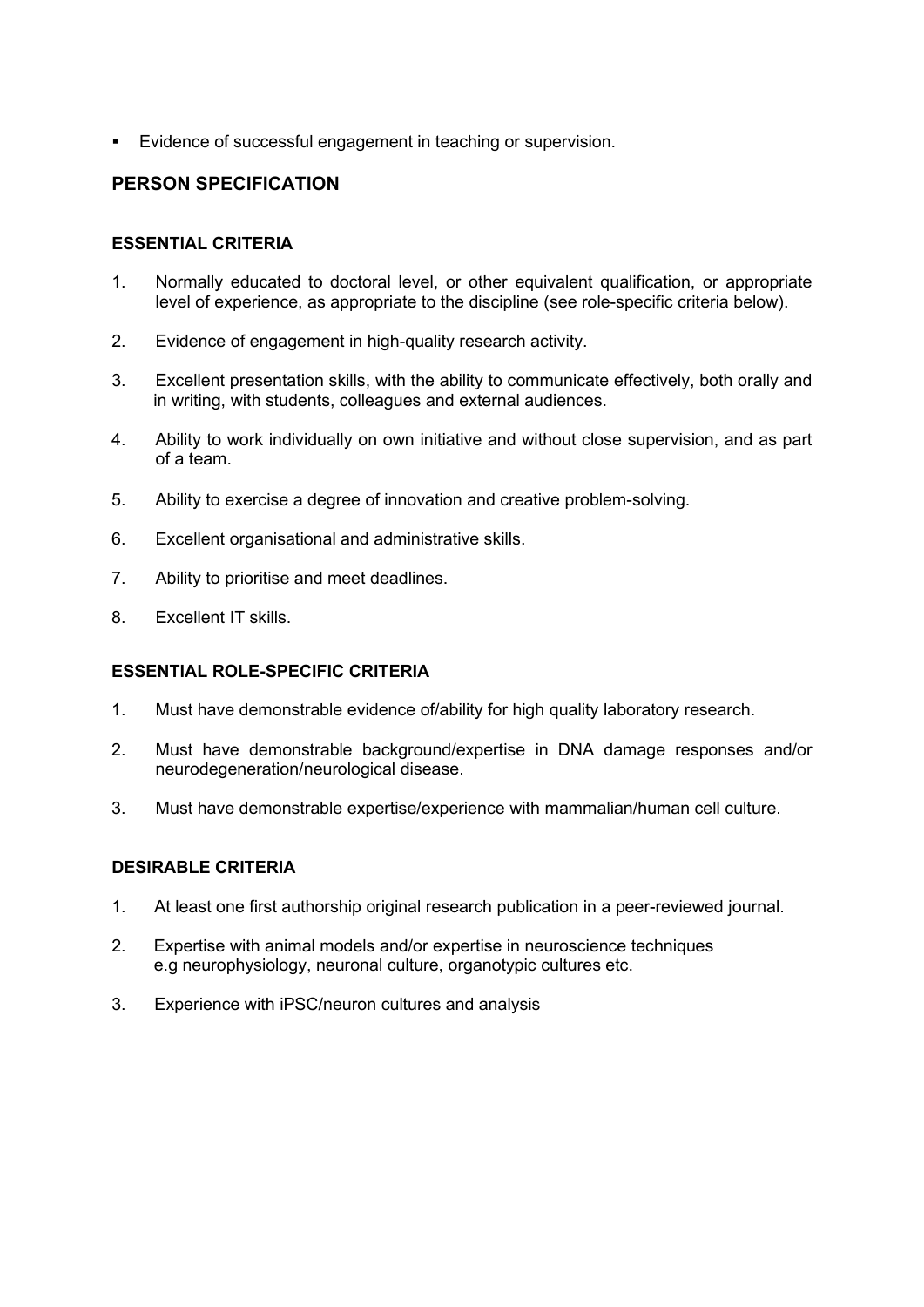- Evidence of successful engagement in teaching or supervision.

## PERSON SPECIFICATION

### ESSENTIAL CRITERIA

1. Normally educated to doctoral level, or other equivalent qualification, or appropriate level of experience, as appropriate to the discipline (see role-specific criteria below).
2. Evidence of engagement in high-quality research activity.
3. Excellent presentation skills, with the ability to communicate effectively, both orally and in writing, with students, colleagues and external audiences.
4. Ability to work individually on own initiative and without close supervision, and as part of a team.
5. Ability to exercise a degree of innovation and creative problem-solving.
6. Excellent organisational and administrative skills.
7. Ability to prioritise and meet deadlines.
8. Excellent IT skills.

### ESSENTIAL ROLE-SPECIFIC CRITERIA

1. Must have demonstrable evidence of/ability for high quality laboratory research.
2. Must have demonstrable background/expertise in DNA damage responses and/or neurodegeneration/neurological disease.
3. Must have demonstrable expertise/experience with mammalian/human cell culture.

### DESIRABLE CRITERIA

1. At least one first authorship original research publication in a peer-reviewed journal.
2. Expertise with animal models and/or expertise in neuroscience techniques e.g neurophysiology, neuronal culture, organotypic cultures etc.
3. Experience with iPSC/neuron cultures and analysis